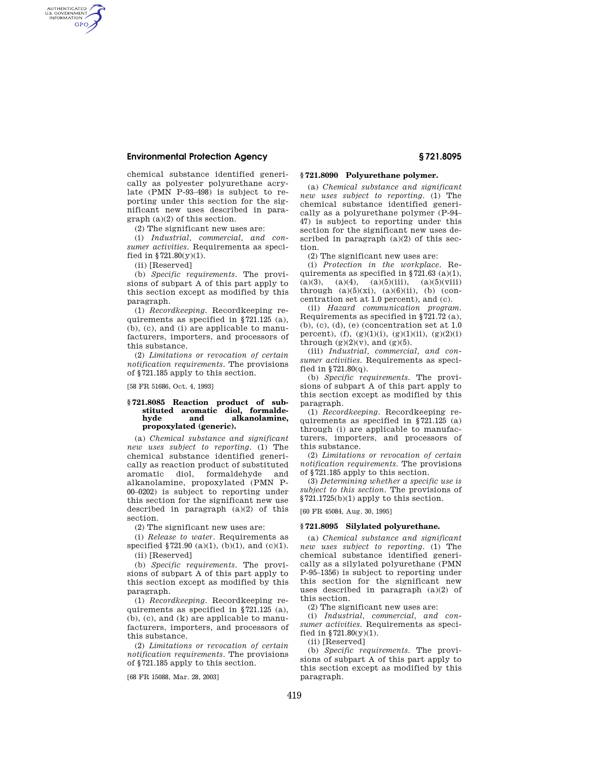chemical substance identified generically as polyester polyurethane acrylate (PMN P-93-498) is subject to reporting under this section for the significant new uses described in paragraph (a)(2) of this section.

(2) The significant new uses are:

(i) *Industrial, commercial, and consumer activities.* Requirements as specified in §721.80(y)(1).

(ii) [Reserved]

(b) *Specific requirements.* The provisions of subpart A of this part apply to this section except as modified by this paragraph.

(1) *Recordkeeping.* Recordkeeping requirements as specified in §721.125 (a), (b), (c), and (i) are applicable to manufacturers, importers, and processors of this substance.

(2) *Limitations or revocation of certain notification requirements.* The provisions of §721.185 apply to this section.

[58 FR 51686, Oct. 4, 1993]

### §721.8085 Reaction product of substituted aromatic diol, formaldehyde and alkanolamine, propoxylated (generic).

(a) *Chemical substance and significant new uses subject to reporting.* (1) The chemical substance identified generically as reaction product of substituted aromatic diol, formaldehyde and alkanolamine, propoxylated (PMN P-00-0202) is subject to reporting under this section for the significant new use described in paragraph (a)(2) of this section.

(2) The significant new uses are:

(i) *Release to water.* Requirements as specified §721.90 (a)(1), (b)(1), and (c)(1).

(ii) [Reserved]

(b) *Specific requirements.* The provisions of subpart A of this part apply to this section except as modified by this paragraph.

(1) *Recordkeeping.* Recordkeeping requirements as specified in §721.125 (a), (b), (c), and (k) are applicable to manufacturers, importers, and processors of this substance.

(2) *Limitations or revocation of certain notification requirements.* The provisions of §721.185 apply to this section.

[68 FR 15088, Mar. 28, 2003]

### §721.8090 Polyurethane polymer.

(a) *Chemical substance and significant new uses subject to reporting.* (1) The chemical substance identified generically as a polyurethane polymer (P-94-47) is subject to reporting under this section for the significant new uses described in paragraph (a)(2) of this section.

(2) The significant new uses are:

(i) *Protection in the workplace.* Requirements as specified in §721.63 (a)(1), (a)(3), (a)(4), (a)(5)(iii), (a)(5)(viii) through (a)(5)(xi), (a)(6)(ii), (b) (concentration set at 1.0 percent), and (c).

(ii) *Hazard communication program.* Requirements as specified in §721.72 (a), (b), (c), (d), (e) (concentration set at 1.0 percent), (f), (g)(1)(i), (g)(1)(ii), (g)(2)(i) through (g)(2)(v), and (g)(5).

(iii) *Industrial, commercial, and consumer activities.* Requirements as specified in §721.80(q).

(b) *Specific requirements.* The provisions of subpart A of this part apply to this section except as modified by this paragraph.

(1) *Recordkeeping.* Recordkeeping requirements as specified in §721.125 (a) through (i) are applicable to manufacturers, importers, and processors of this substance.

(2) *Limitations or revocation of certain notification requirements.* The provisions of §721.185 apply to this section.

(3) *Determining whether a specific use is subject to this section.* The provisions of §721.1725(b)(1) apply to this section.

[60 FR 45084, Aug. 30, 1995]

### §721.8095 Silylated polyurethane.

(a) *Chemical substance and significant new uses subject to reporting.* (1) The chemical substance identified generically as a silylated polyurethane (PMN P-95-1356) is subject to reporting under this section for the significant new uses described in paragraph (a)(2) of this section.

(2) The significant new uses are:

(i) *Industrial, commercial, and consumer activities.* Requirements as specified in §721.80(y)(1).

(ii) [Reserved]

(b) *Specific requirements.* The provisions of subpart A of this part apply to this section except as modified by this paragraph.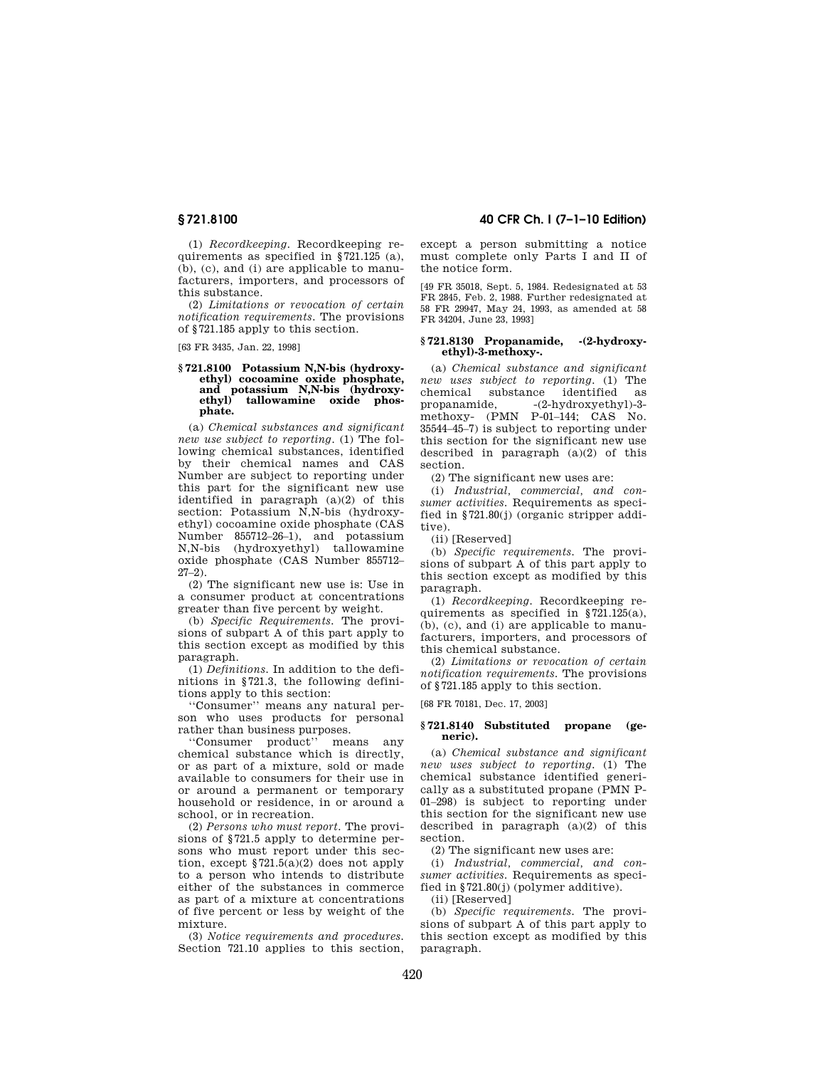(1) *Recordkeeping*. Recordkeeping requirements as specified in §721.125 (a), (b), (c), and (i) are applicable to manufacturers, importers, and processors of this substance.

(2) *Limitations or revocation of certain notification requirements*. The provisions of §721.185 apply to this section.

[63 FR 3435, Jan. 22, 1998]

### §721.8100 Potassium N,N-bis (hydroxyethyl) cocoamine oxide phosphate, and potassium N,N-bis (hydroxyethyl) tallowamine oxide phosphate.

(a) *Chemical substances and significant new use subject to reporting*. (1) The following chemical substances, identified by their chemical names and CAS Number are subject to reporting under this part for the significant new use identified in paragraph (a)(2) of this section: Potassium N,N-bis (hydroxyethyl) cocoamine oxide phosphate (CAS Number 855712–26–1), and potassium N,N-bis (hydroxyethyl) tallowamine oxide phosphate (CAS Number 855712–27–2).

(2) The significant new use is: Use in a consumer product at concentrations greater than five percent by weight.

(b) *Specific Requirements*. The provisions of subpart A of this part apply to this section except as modified by this paragraph.

(1) *Definitions*. In addition to the definitions in §721.3, the following definitions apply to this section:

''Consumer'' means any natural person who uses products for personal rather than business purposes.

''Consumer product'' means any chemical substance which is directly, or as part of a mixture, sold or made available to consumers for their use in or around a permanent or temporary household or residence, in or around a school, or in recreation.

(2) *Persons who must report*. The provisions of §721.5 apply to determine persons who must report under this section, except §721.5(a)(2) does not apply to a person who intends to distribute either of the substances in commerce as part of a mixture at concentrations of five percent or less by weight of the mixture.

(3) *Notice requirements and procedures*. Section 721.10 applies to this section, except a person submitting a notice must complete only Parts I and II of the notice form.

[49 FR 35018, Sept. 5, 1984. Redesignated at 53 FR 2845, Feb. 2, 1988. Further redesignated at 58 FR 29947, May 24, 1993, as amended at 58 FR 34204, June 23, 1993]

### §721.8130 Propanamide, -(2-hydroxyethyl)-3-methoxy-.

(a) *Chemical substance and significant new uses subject to reporting*. (1) The chemical substance identified as propanamide, -(2-hydroxyethyl)-3-methoxy- (PMN P-01–144; CAS No. 35544–45–7) is subject to reporting under this section for the significant new use described in paragraph (a)(2) of this section.

(2) The significant new uses are:

(i) *Industrial, commercial, and consumer activities*. Requirements as specified in §721.80(j) (organic stripper additive).

(ii) [Reserved]

(b) *Specific requirements*. The provisions of subpart A of this part apply to this section except as modified by this paragraph.

(1) *Recordkeeping*. Recordkeeping requirements as specified in §721.125(a), (b), (c), and (i) are applicable to manufacturers, importers, and processors of this chemical substance.

(2) *Limitations or revocation of certain notification requirements*. The provisions of §721.185 apply to this section.

[68 FR 70181, Dec. 17, 2003]

### §721.8140 Substituted propane (generic).

(a) *Chemical substance and significant new uses subject to reporting*. (1) The chemical substance identified generically as a substituted propane (PMN P-01–298) is subject to reporting under this section for the significant new use described in paragraph (a)(2) of this section.

(2) The significant new uses are:

(i) *Industrial, commercial, and consumer activities*. Requirements as specified in §721.80(j) (polymer additive).

(ii) [Reserved]

(b) *Specific requirements*. The provisions of subpart A of this part apply to this section except as modified by this paragraph.